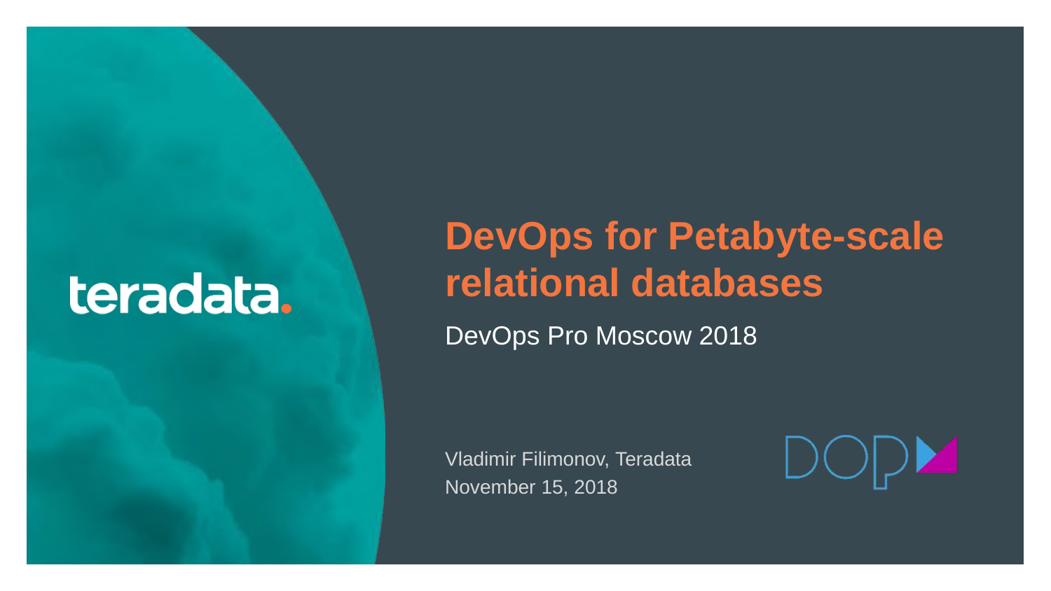teradata.

# DevOps for Petabyte-scale relational databases

DevOps Pro Moscow 2018

Vladimir Filimonov, Teradata
November 15, 2018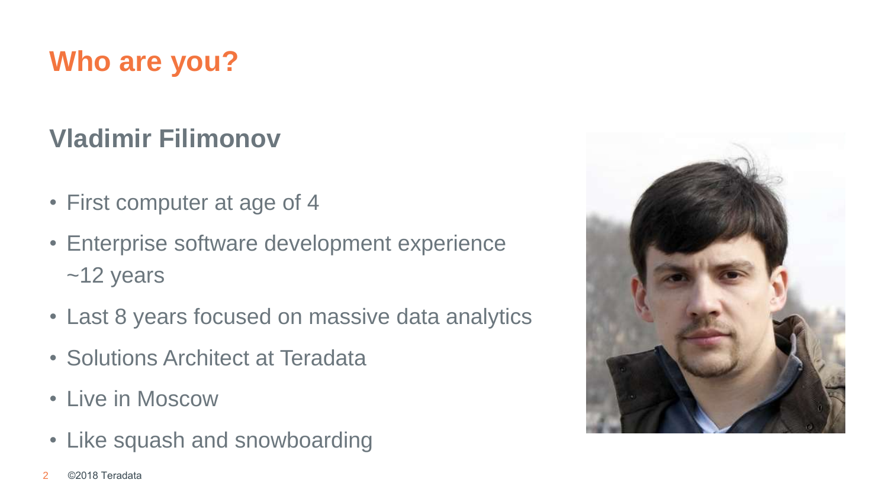# Who are you?

## Vladimir Filimonov

- First computer at age of 4
- Enterprise software development experience ~12 years
- Last 8 years focused on massive data analytics
- Solutions Architect at Teradata
- Live in Moscow
- Like squash and snowboarding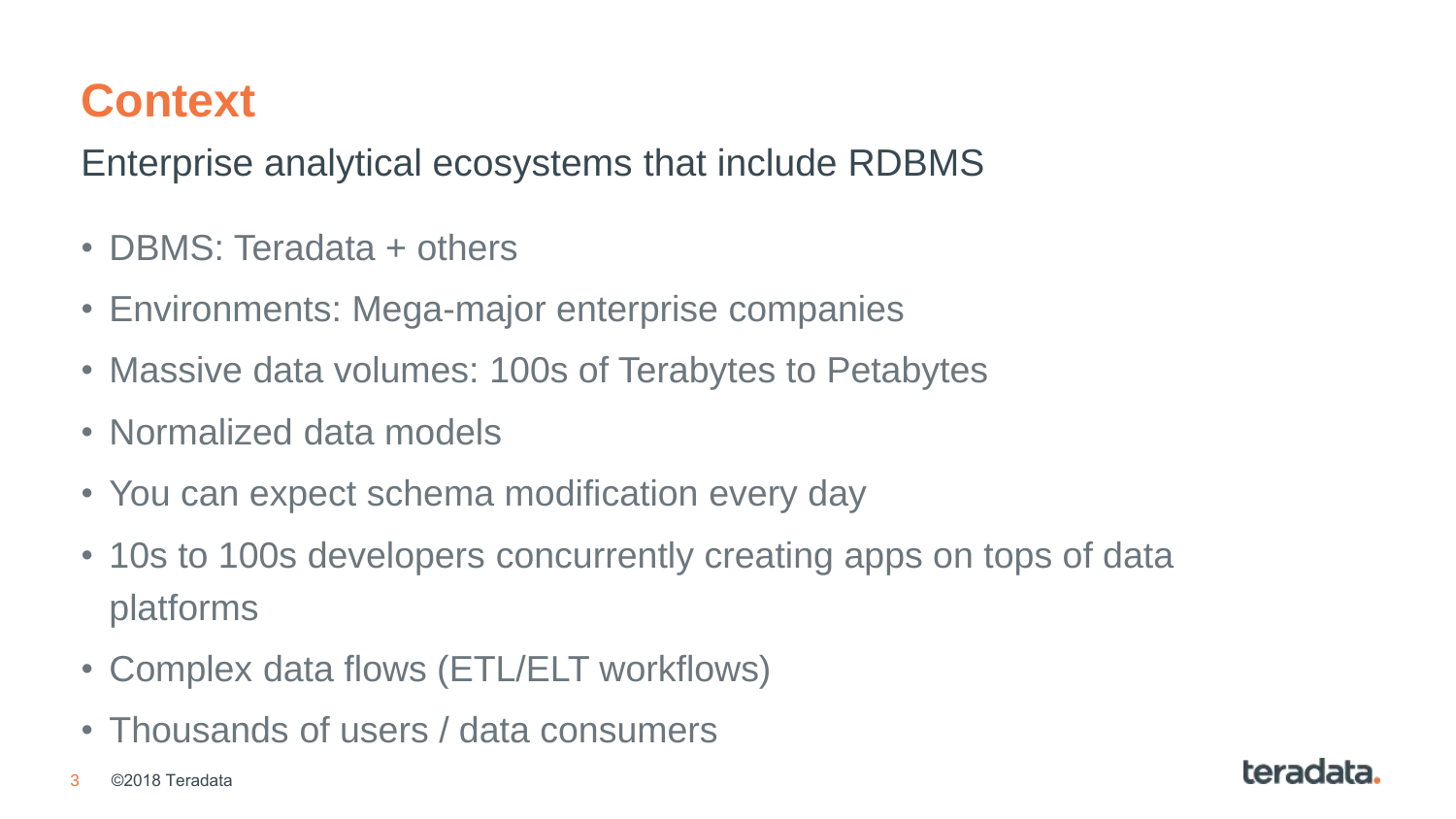# Context

## Enterprise analytical ecosystems that include RDBMS

- DBMS: Teradata + others
- Environments: Mega-major enterprise companies
- Massive data volumes: 100s of Terabytes to Petabytes
- Normalized data models
- You can expect schema modification every day
- 10s to 100s developers concurrently creating apps on tops of data platforms
- Complex data flows (ETL/ELT workflows)
- Thousands of users / data consumers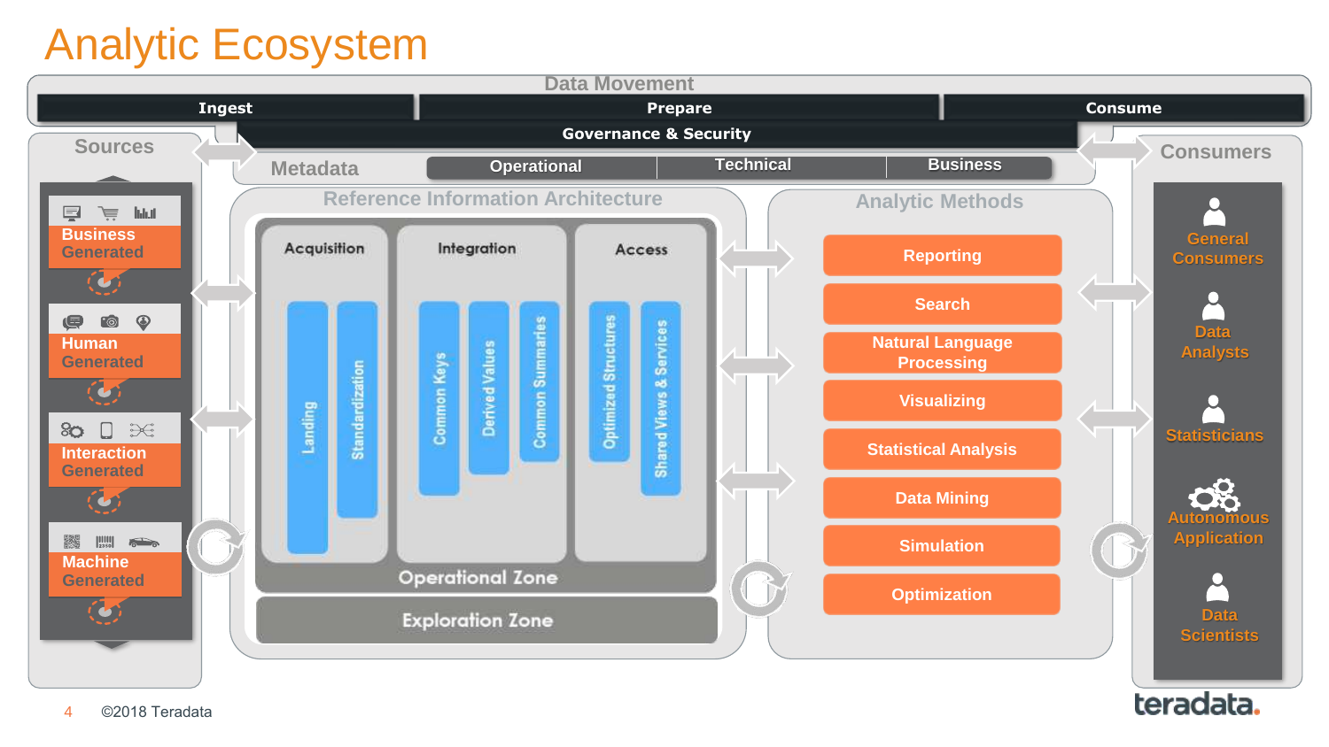# Analytic Ecosystem

## Data Movement

Ingest | Prepare | Consume

Governance & Security

## Sources

- Business Generated
- Human Generated
- Interaction Generated
- Machine Generated

## Metadata

- Operational
- Technical
- Business

## Reference Information Architecture

### Operational Zone

- **Acquisition**
  - Landing
  - Standardization
- **Integration**
  - Common Keys
  - Derived Values
  - Common Summaries
- **Access**
  - Optimized Structures
  - Shared Views & Services

### Exploration Zone

## Analytic Methods

- Reporting
- Search
- Natural Language Processing
- Visualizing
- Statistical Analysis
- Data Mining
- Simulation
- Optimization

## Consumers

- General Consumers
- Data Analysts
- Statisticians
- Autonomous Application
- Data Scientists

©2018 Teradata

teradata.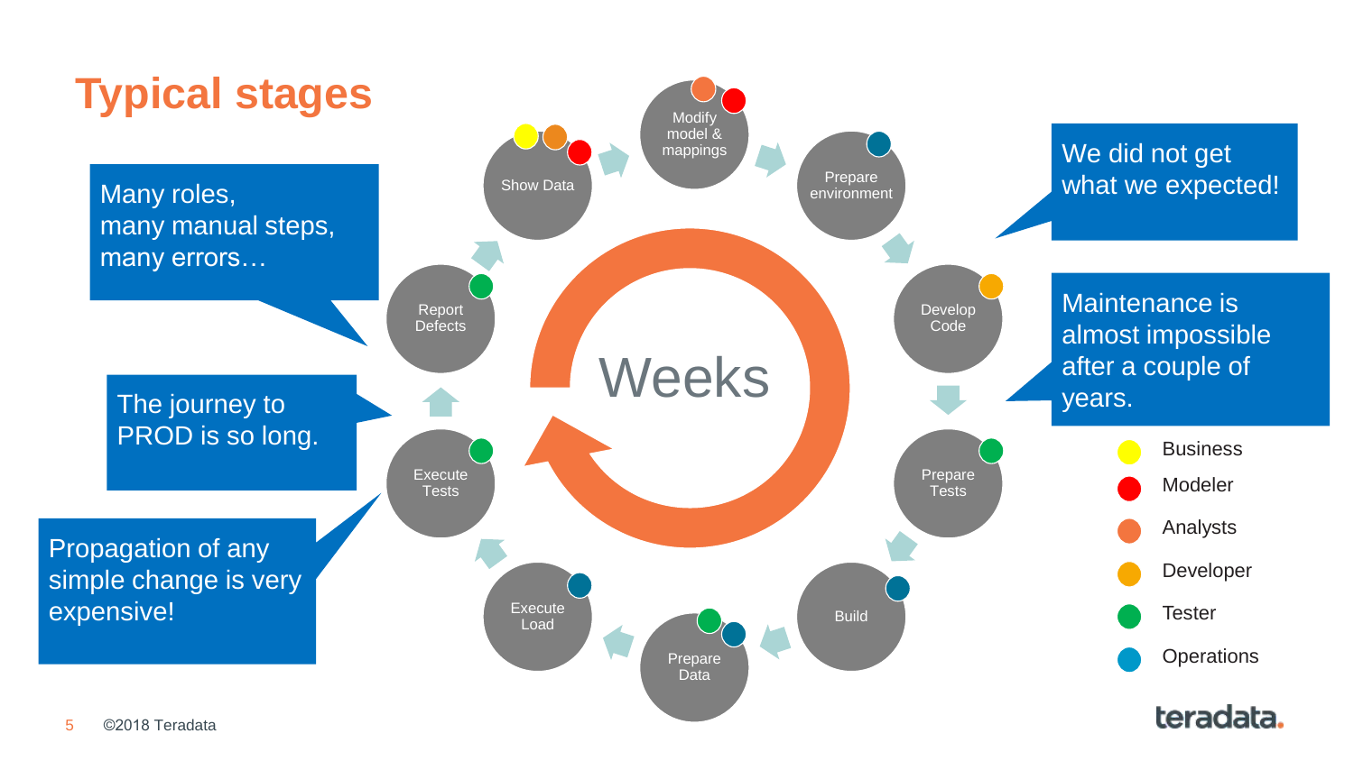# Typical stages

Many roles, many manual steps, many errors…

The journey to PROD is so long.

Propagation of any simple change is very expensive!

We did not get what we expected!

Maintenance is almost impossible after a couple of years.

Weeks

- Show Data
- Modify model & mappings
- Prepare environment
- Develop Code
- Prepare Tests
- Build
- Prepare Data
- Execute Load
- Execute Tests
- Report Defects

Legend:

- Business
- Modeler
- Analysts
- Developer
- Tester
- Operations

©2018 Teradata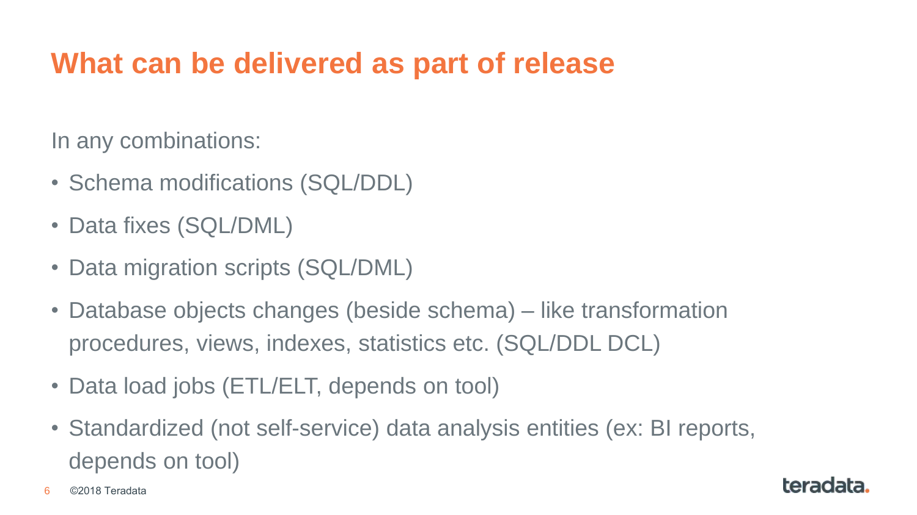# What can be delivered as part of release

In any combinations:

- Schema modifications (SQL/DDL)
- Data fixes (SQL/DML)
- Data migration scripts (SQL/DML)
- Database objects changes (beside schema) – like transformation procedures, views, indexes, statistics etc. (SQL/DDL DCL)
- Data load jobs (ETL/ELT, depends on tool)
- Standardized (not self-service) data analysis entities (ex: BI reports, depends on tool)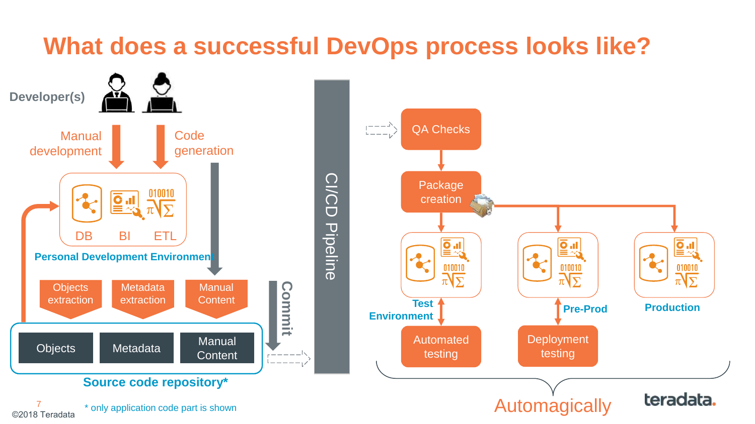# What does a successful DevOps process looks like?

Developer(s)

Manual development

Code generation

DB BI ETL

**Personal Development Environment**

Objects extraction

Metadata extraction

Manual Content

Objects

Metadata

Manual Content

**Source code repository***

Commit

CI/CD Pipeline

QA Checks

Package creation

**Test Environment**

**Pre-Prod**

**Production**

Automated testing

Deployment testing

Automagically

* only application code part is shown

©2018 Teradata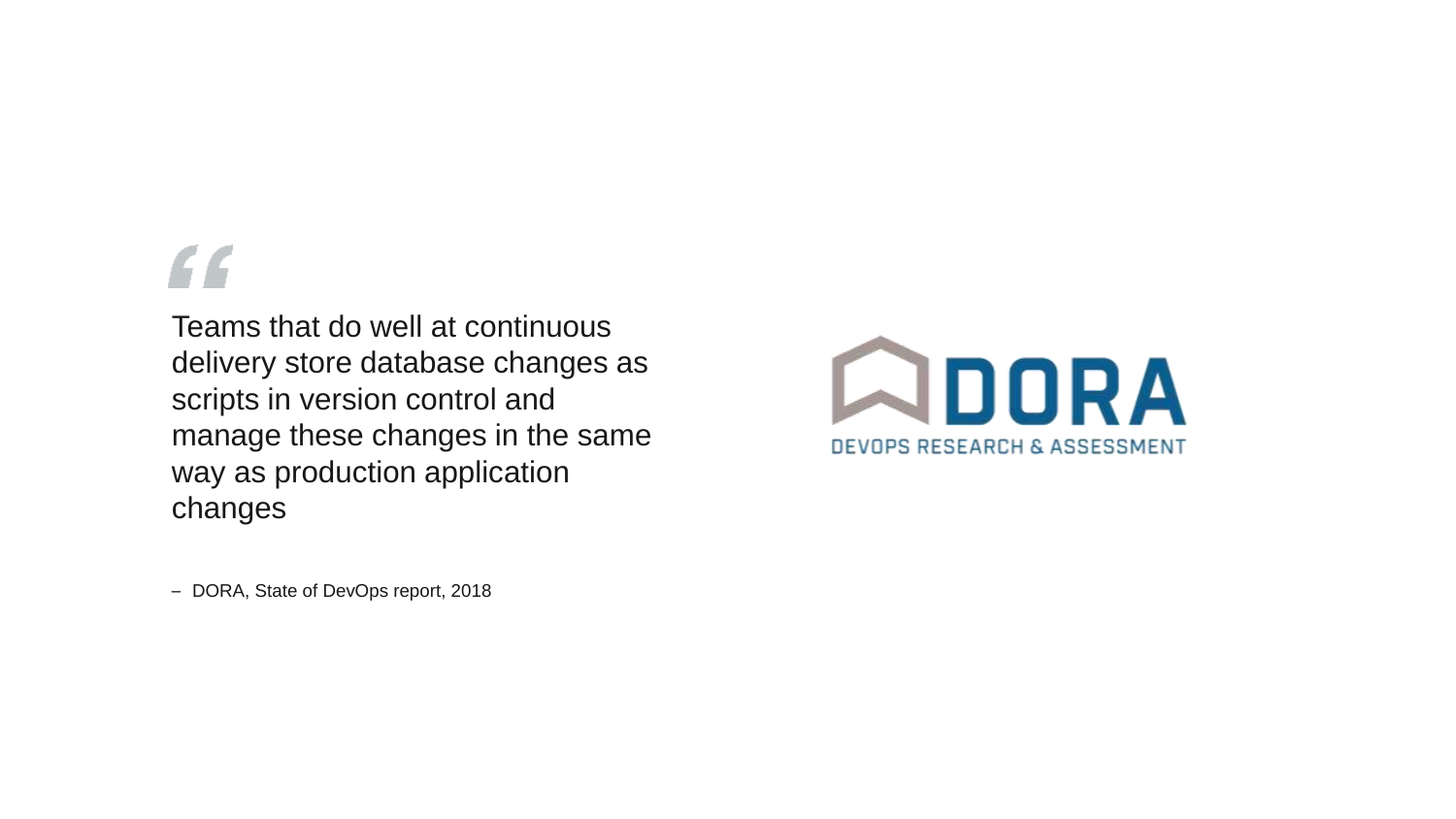> Teams that do well at continuous delivery store database changes as scripts in version control and manage these changes in the same way as production application changes

– DORA, State of DevOps report, 2018

DORA

DEVOPS RESEARCH & ASSESSMENT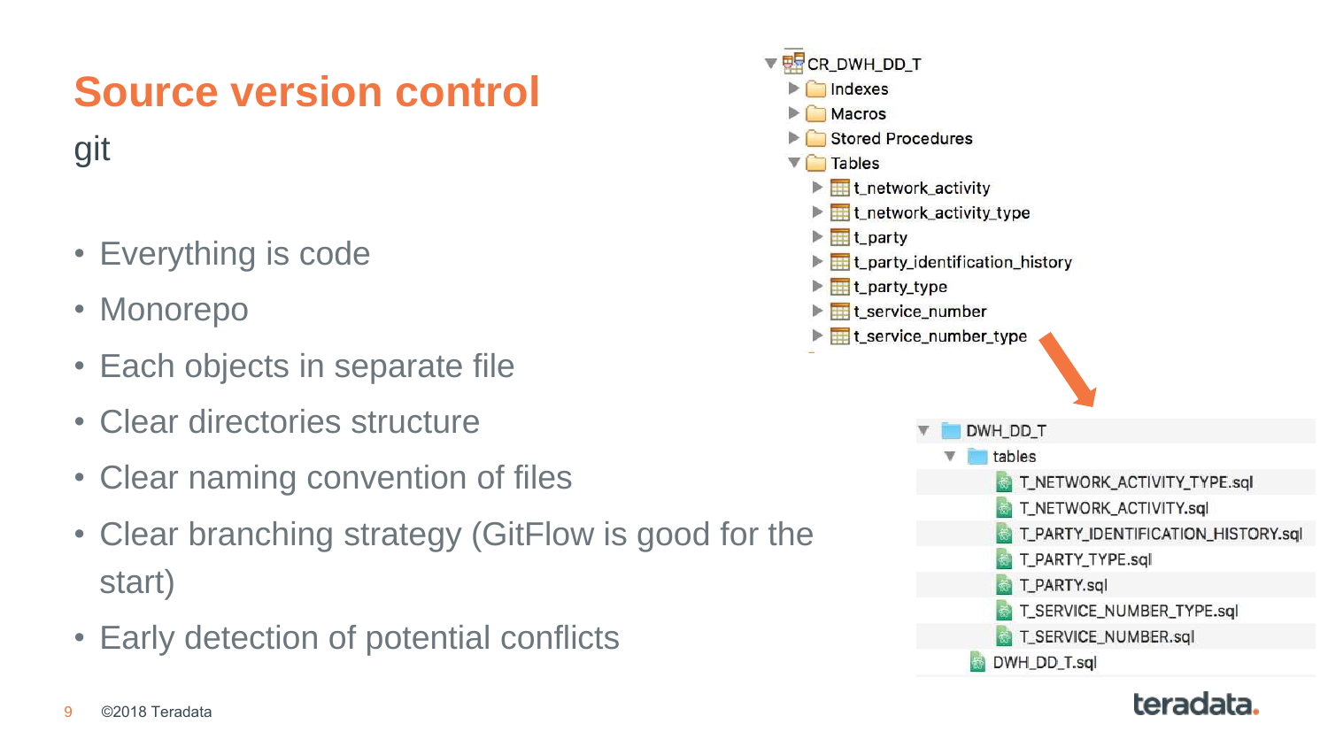# Source version control

git

- Everything is code
- Monorepo
- Each objects in separate file
- Clear directories structure
- Clear naming convention of files
- Clear branching strategy (GitFlow is good for the start)
- Early detection of potential conflicts

```
CR_DWH_DD_T
  Indexes
  Macros
  Stored Procedures
  Tables
    t_network_activity
    t_network_activity_type
    t_party
    t_party_identification_history
    t_party_type
    t_service_number
    t_service_number_type
```

```
DWH_DD_T
  tables
    T_NETWORK_ACTIVITY_TYPE.sql
    T_NETWORK_ACTIVITY.sql
    T_PARTY_IDENTIFICATION_HISTORY.sql
    T_PARTY_TYPE.sql
    T_PARTY.sql
    T_SERVICE_NUMBER_TYPE.sql
    T_SERVICE_NUMBER.sql
  DWH_DD_T.sql
```

©2018 Teradata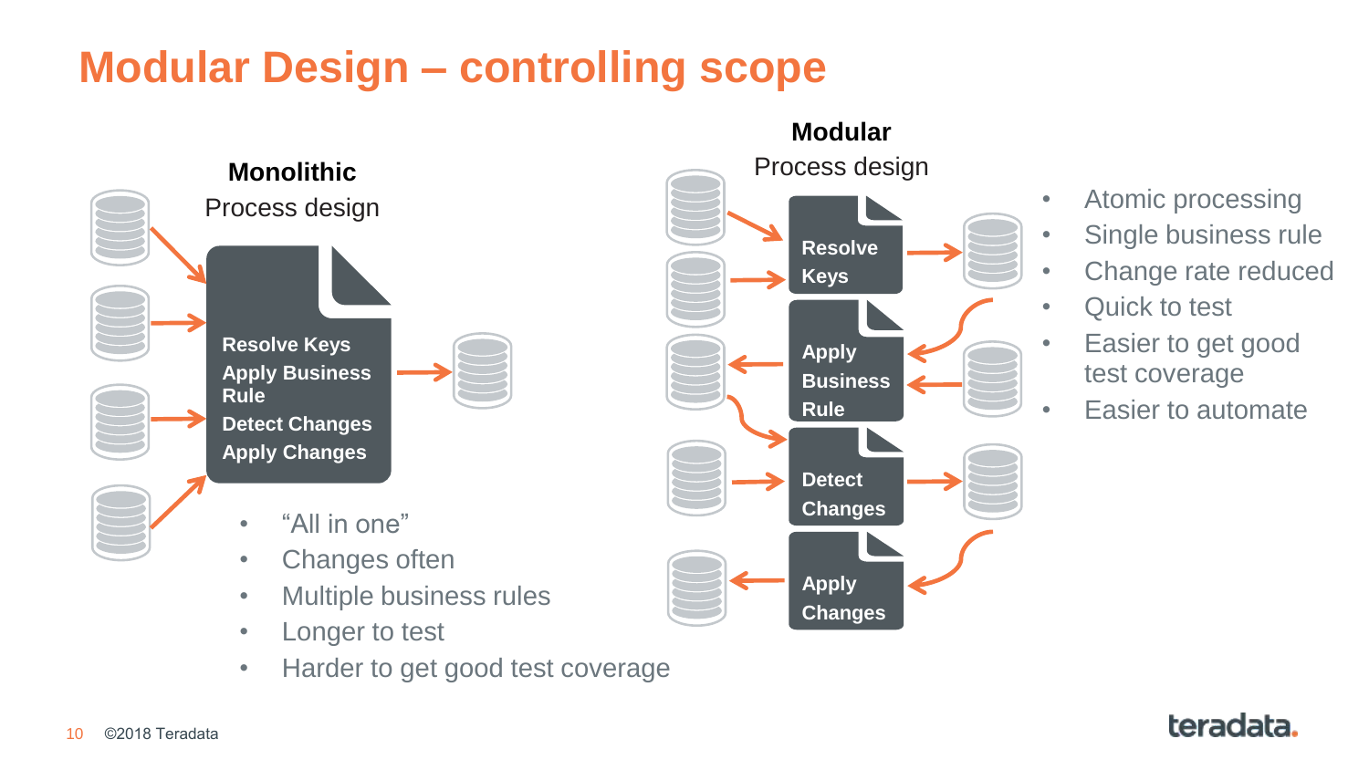# Modular Design – controlling scope

**Monolithic**
Process design

- Resolve Keys
- Apply Business Rule
- Detect Changes
- Apply Changes

- “All in one”
- Changes often
- Multiple business rules
- Longer to test
- Harder to get good test coverage

**Modular**
Process design

- Resolve Keys
- Apply Business Rule
- Detect Changes
- Apply Changes

- Atomic processing
- Single business rule
- Change rate reduced
- Quick to test
- Easier to get good test coverage
- Easier to automate

©2018 Teradata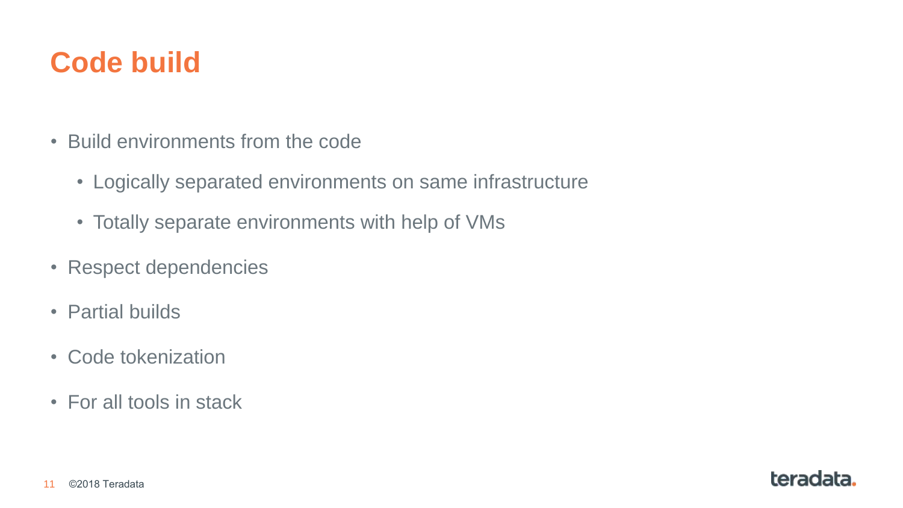# Code build

- Build environments from the code
  - Logically separated environments on same infrastructure
  - Totally separate environments with help of VMs
- Respect dependencies
- Partial builds
- Code tokenization
- For all tools in stack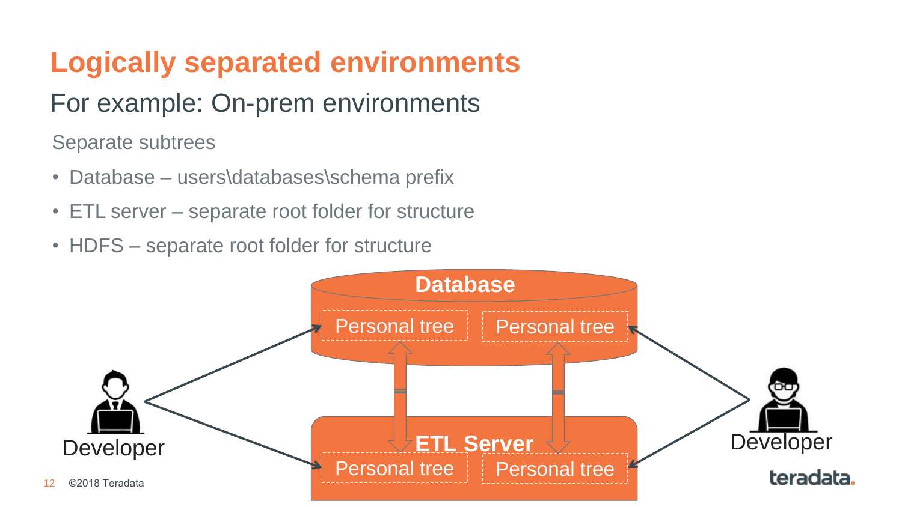# Logically separated environments

## For example: On-prem environments

Separate subtrees

- Database – users\databases\schema prefix
- ETL server – separate root folder for structure
- HDFS – separate root folder for structure

Database

Personal tree | Personal tree

ETL Server

Personal tree | Personal tree

Developer

Developer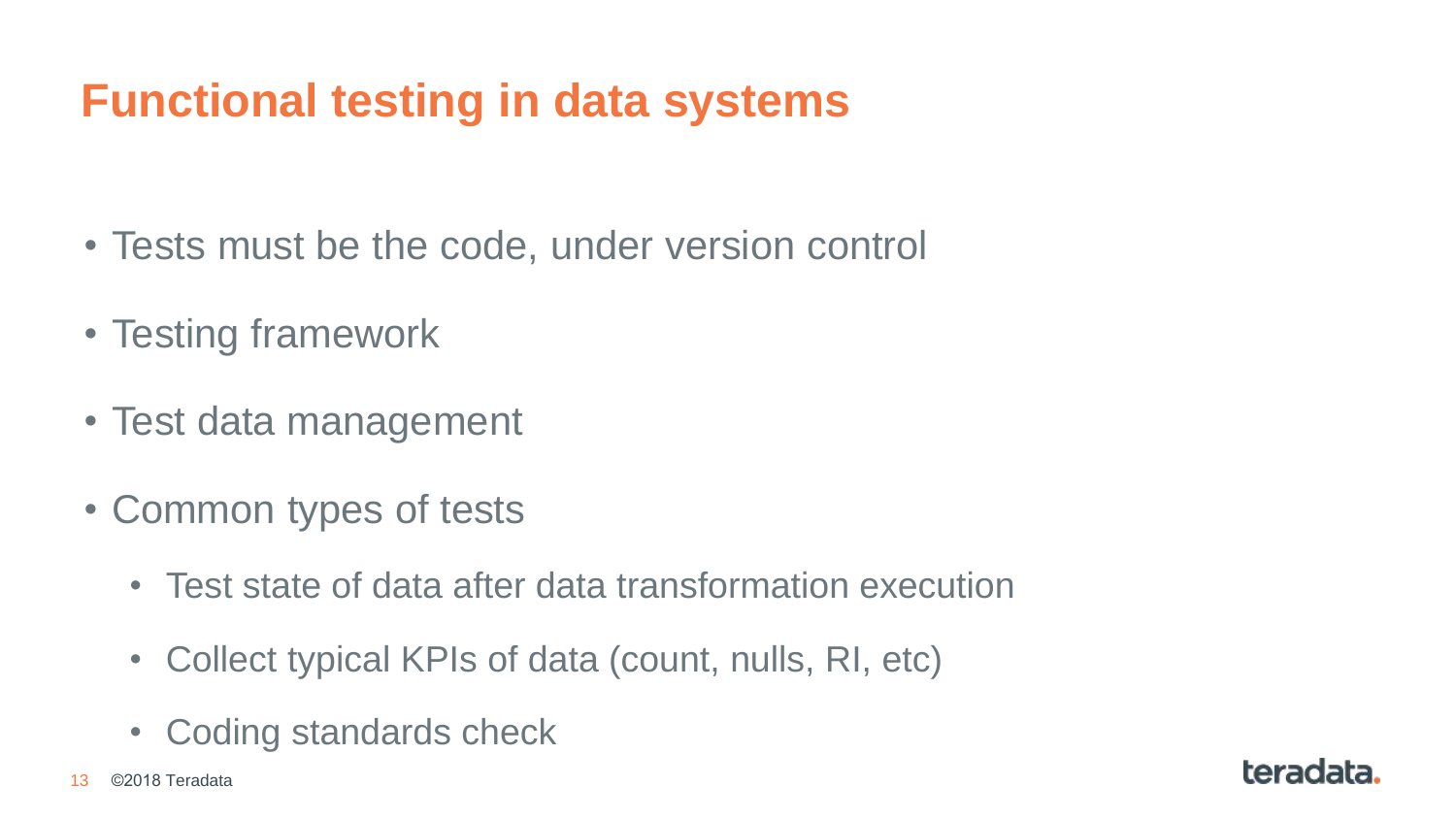# Functional testing in data systems

- Tests must be the code, under version control
- Testing framework
- Test data management
- Common types of tests
  - Test state of data after data transformation execution
  - Collect typical KPIs of data (count, nulls, RI, etc)
  - Coding standards check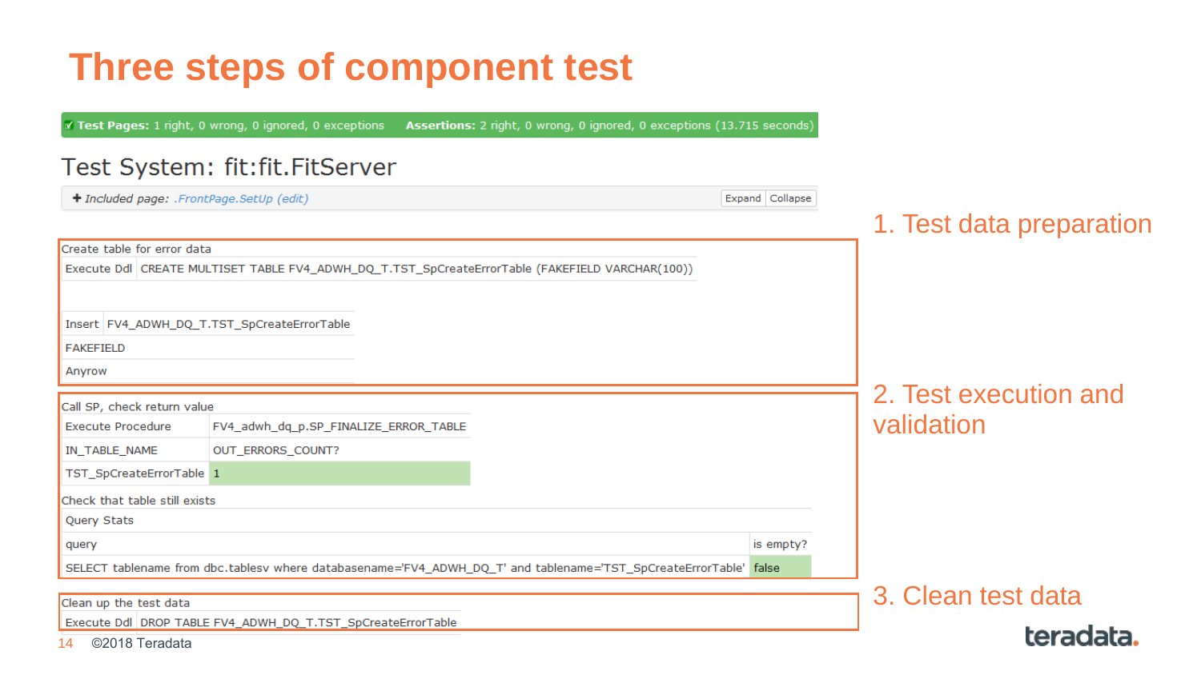# Three steps of component test

**Test Pages:** 1 right, 0 wrong, 0 ignored, 0 exceptions **Assertions:** 2 right, 0 wrong, 0 ignored, 0 exceptions (13.715 seconds)

## Test System: fit:fit.FitServer

+ *Included page: .FrontPage.SetUp (edit)* Expand Collapse

**1. Test data preparation**

Create table for error data

| Execute Ddl | CREATE MULTISET TABLE FV4_ADWH_DQ_T.TST_SpCreateErrorTable (FAKEFIELD VARCHAR(100)) |
|---|---|

| Insert | FV4_ADWH_DQ_T.TST_SpCreateErrorTable |
|---|---|
| FAKEFIELD | |
| Anyrow | |

**2. Test execution and validation**

Call SP, check return value

| Execute Procedure | FV4_adwh_dq_p.SP_FINALIZE_ERROR_TABLE |
|---|---|
| IN_TABLE_NAME | OUT_ERRORS_COUNT? |
| TST_SpCreateErrorTable | 1 |

Check that table still exists

| Query Stats | |
|---|---|
| query | is empty? |
| SELECT tablename from dbc.tablesv where databasename='FV4_ADWH_DQ_T' and tablename='TST_SpCreateErrorTable' | false |

**3. Clean test data**

Clean up the test data

| Execute Ddl | DROP TABLE FV4_ADWH_DQ_T.TST_SpCreateErrorTable |
|---|---|

©2018 Teradata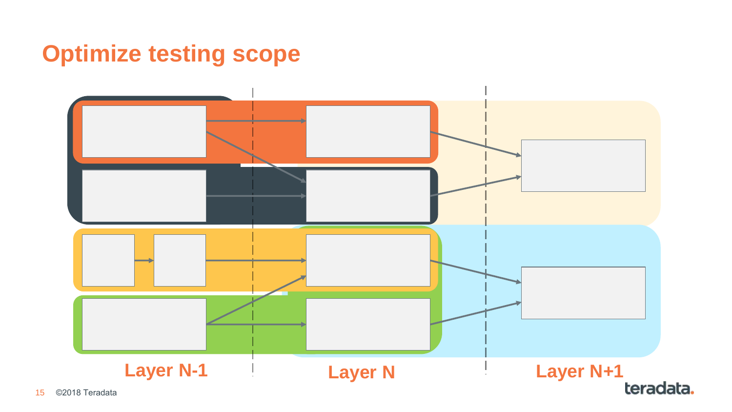# Optimize testing scope

Layer N-1

Layer N

Layer N+1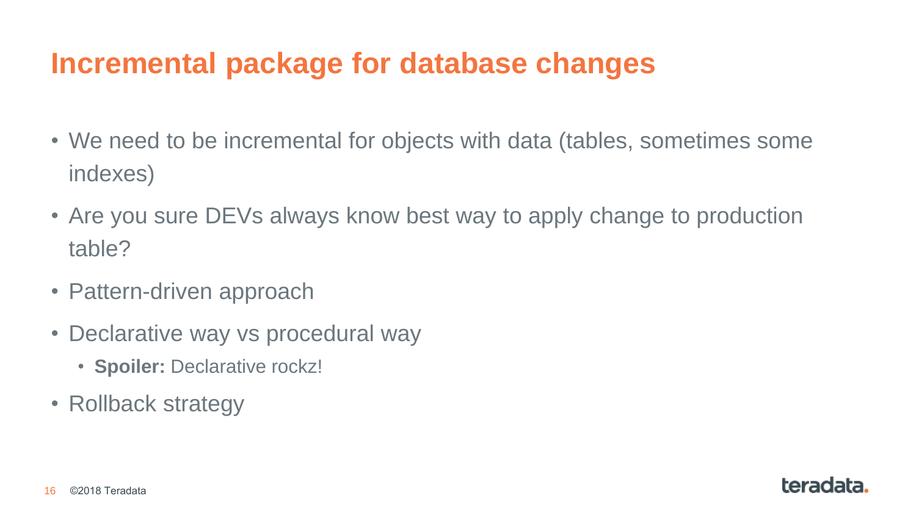# Incremental package for database changes

- We need to be incremental for objects with data (tables, sometimes some indexes)
- Are you sure DEVs always know best way to apply change to production table?
- Pattern-driven approach
- Declarative way vs procedural way
  - **Spoiler:** Declarative rockz!
- Rollback strategy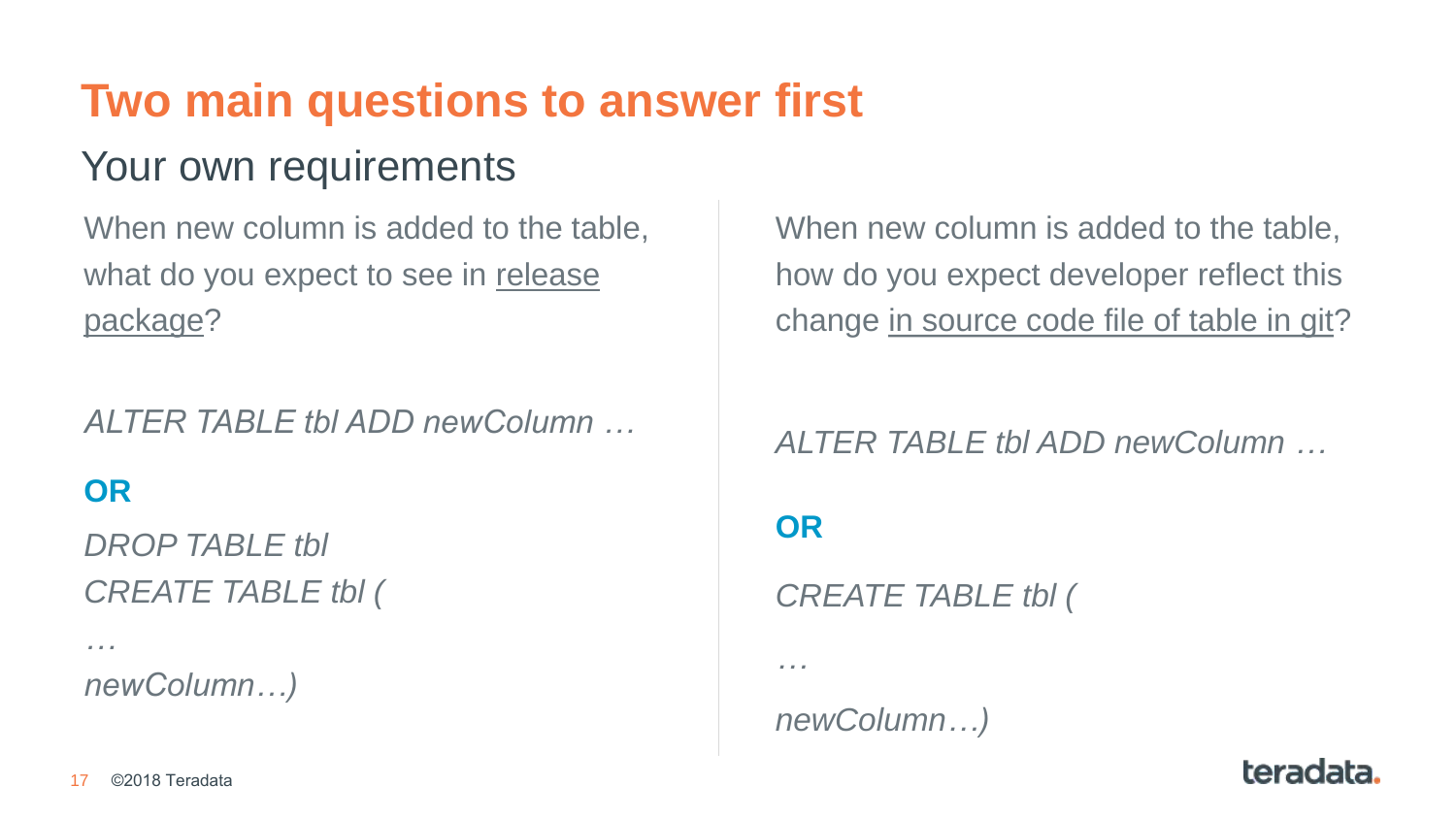# Two main questions to answer first

## Your own requirements

When new column is added to the table, what do you expect to see in release package?

*ALTER TABLE tbl ADD newColumn …*

**OR**

*DROP TABLE tbl*
*CREATE TABLE tbl (*
*…*
*newColumn…)*

When new column is added to the table, how do you expect developer reflect this change in source code file of table in git?

*ALTER TABLE tbl ADD newColumn …*

**OR**

*CREATE TABLE tbl (*
*…*
*newColumn…)*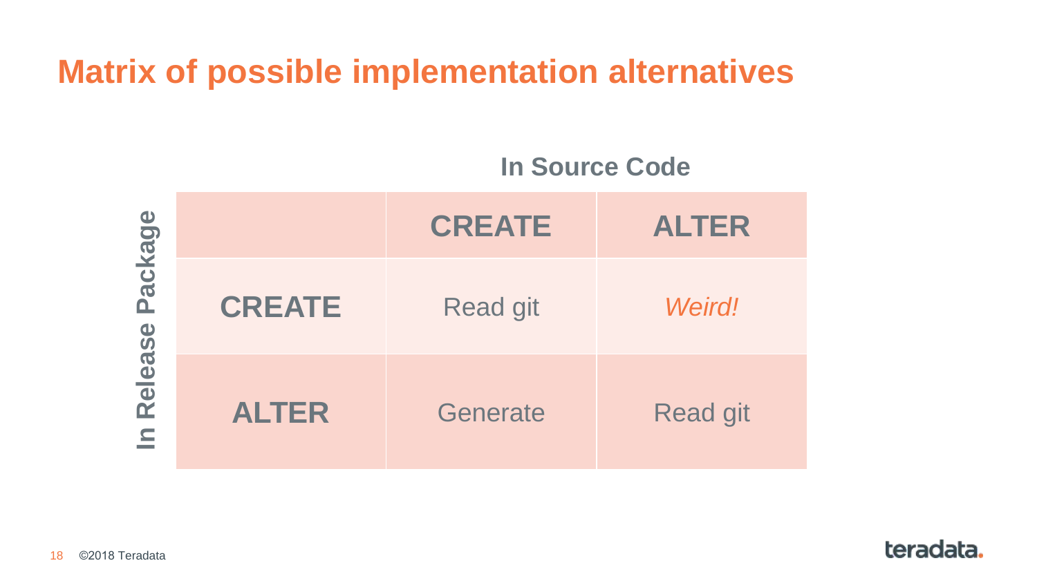# Matrix of possible implementation alternatives

**In Source Code** (columns) / **In Release Package** (rows)

| | **CREATE** | **ALTER** |
|---|---|---|
| **CREATE** | Read git | *Weird!* |
| **ALTER** | Generate | Read git |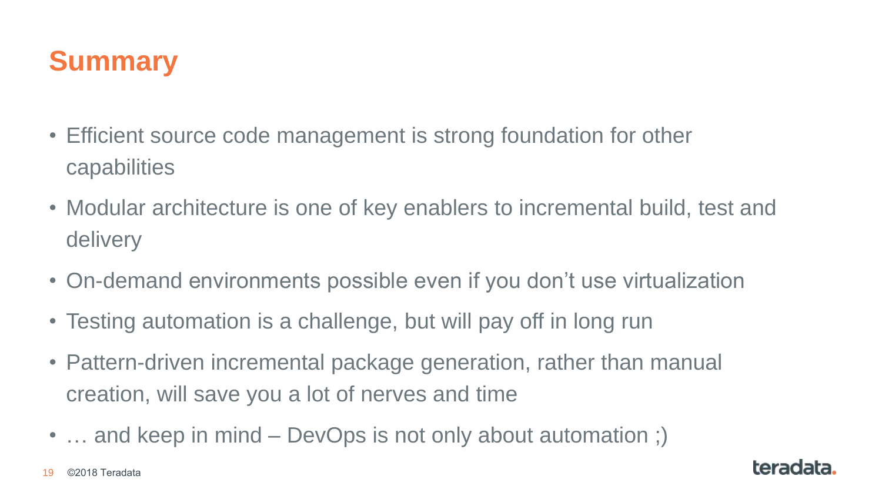# Summary

- Efficient source code management is strong foundation for other capabilities
- Modular architecture is one of key enablers to incremental build, test and delivery
- On-demand environments possible even if you don't use virtualization
- Testing automation is a challenge, but will pay off in long run
- Pattern-driven incremental package generation, rather than manual creation, will save you a lot of nerves and time
- … and keep in mind – DevOps is not only about automation ;)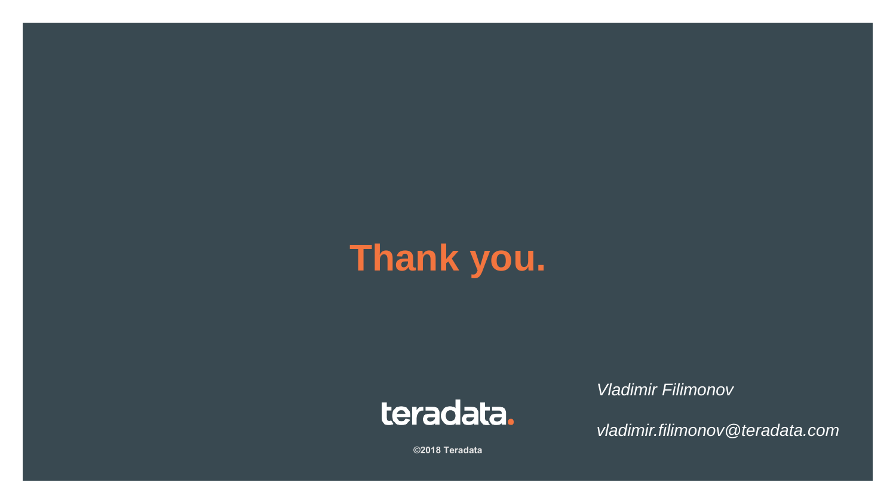# Thank you.

teradata.

©2018 Teradata

*Vladimir Filimonov*

*vladimir.filimonov@teradata.com*